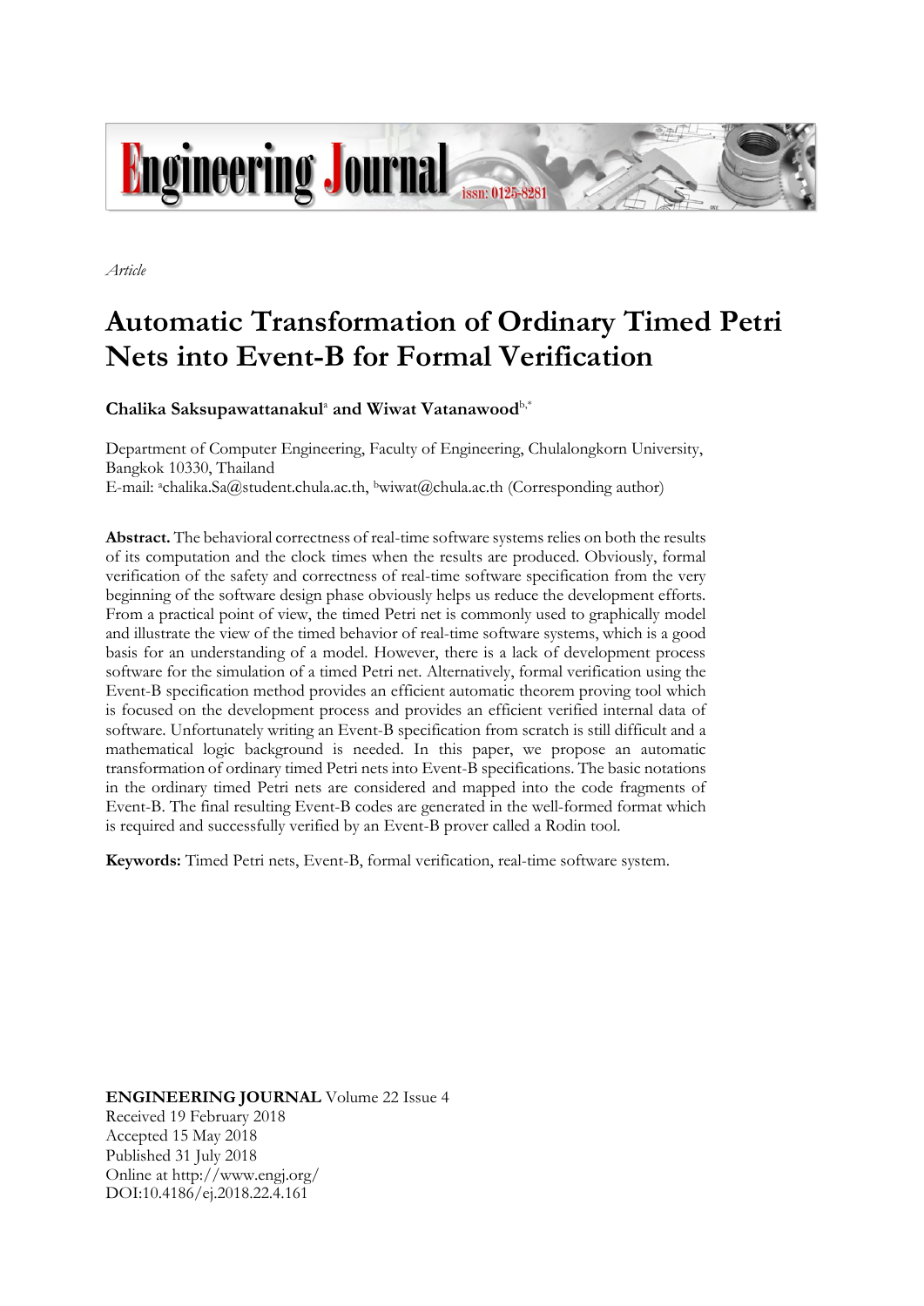*Article*

# Automatic Transformation of Ordinary Timed Petri Nets into Event-B for Formal Verification

**Chalika Saksupawattanakul**[a] **and Wiwat Vatanawood**[b,*]

Department of Computer Engineering, Faculty of Engineering, Chulalongkorn University, Bangkok 10330, Thailand

E-mail: [a]chalika.Sa@student.chula.ac.th, [b]wiwat@chula.ac.th (Corresponding author)

**Abstract.** The behavioral correctness of real-time software systems relies on both the results of its computation and the clock times when the results are produced. Obviously, formal verification of the safety and correctness of real-time software specification from the very beginning of the software design phase obviously helps us reduce the development efforts. From a practical point of view, the timed Petri net is commonly used to graphically model and illustrate the view of the timed behavior of real-time software systems, which is a good basis for an understanding of a model. However, there is a lack of development process software for the simulation of a timed Petri net. Alternatively, formal verification using the Event-B specification method provides an efficient automatic theorem proving tool which is focused on the development process and provides an efficient verified internal data of software. Unfortunately writing an Event-B specification from scratch is still difficult and a mathematical logic background is needed. In this paper, we propose an automatic transformation of ordinary timed Petri nets into Event-B specifications. The basic notations in the ordinary timed Petri nets are considered and mapped into the code fragments of Event-B. The final resulting Event-B codes are generated in the well-formed format which is required and successfully verified by an Event-B prover called a Rodin tool.

**Keywords:** Timed Petri nets, Event-B, formal verification, real-time software system.

**ENGINEERING JOURNAL** Volume 22 Issue 4
Received 19 February 2018
Accepted 15 May 2018
Published 31 July 2018
Online at http://www.engj.org/
DOI:10.4186/ej.2018.22.4.161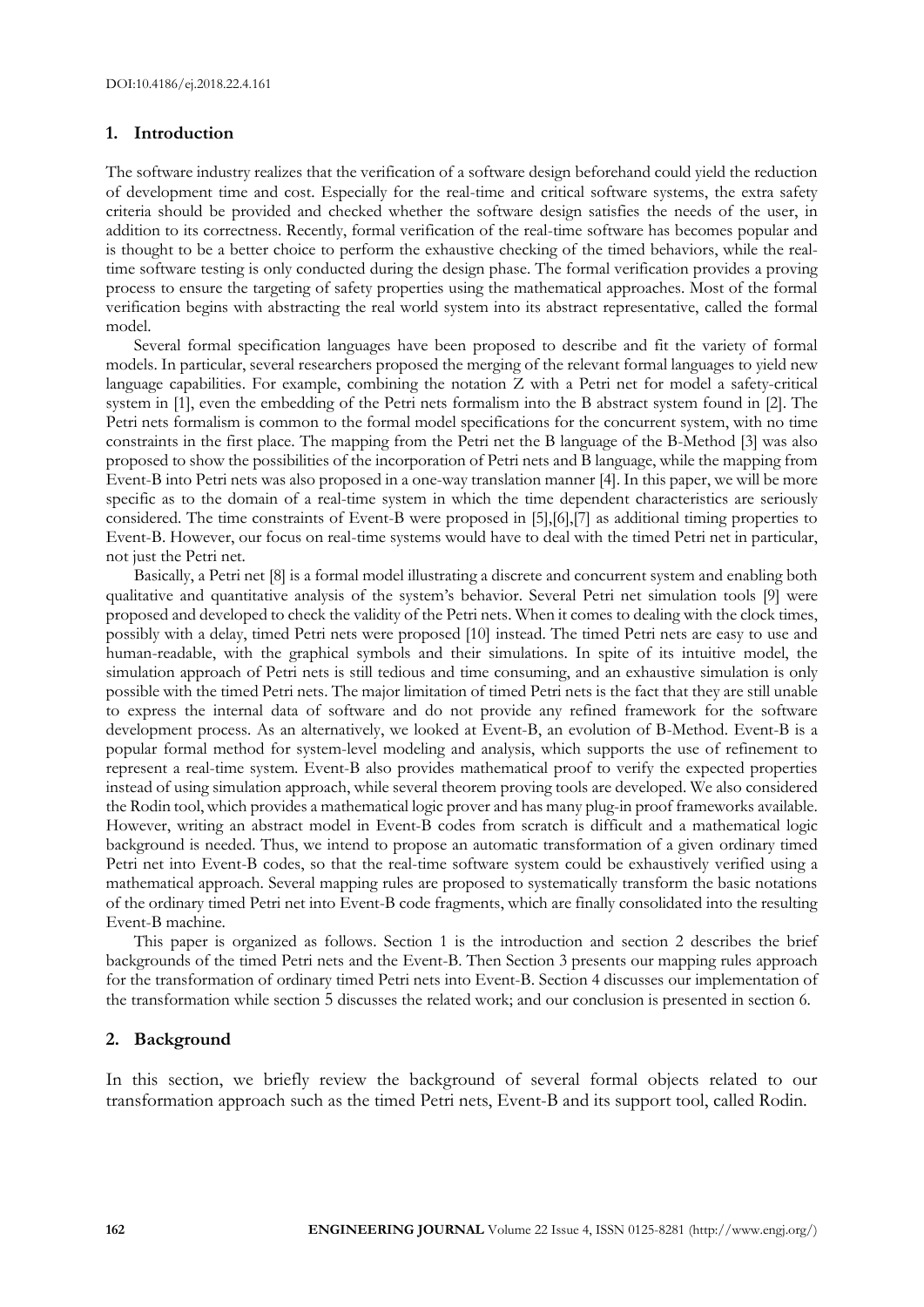## 1. Introduction

The software industry realizes that the verification of a software design beforehand could yield the reduction of development time and cost. Especially for the real-time and critical software systems, the extra safety criteria should be provided and checked whether the software design satisfies the needs of the user, in addition to its correctness. Recently, formal verification of the real-time software has becomes popular and is thought to be a better choice to perform the exhaustive checking of the timed behaviors, while the real-time software testing is only conducted during the design phase. The formal verification provides a proving process to ensure the targeting of safety properties using the mathematical approaches. Most of the formal verification begins with abstracting the real world system into its abstract representative, called the formal model.

Several formal specification languages have been proposed to describe and fit the variety of formal models. In particular, several researchers proposed the merging of the relevant formal languages to yield new language capabilities. For example, combining the notation Z with a Petri net for model a safety-critical system in [1], even the embedding of the Petri nets formalism into the B abstract system found in [2]. The Petri nets formalism is common to the formal model specifications for the concurrent system, with no time constraints in the first place. The mapping from the Petri net the B language of the B-Method [3] was also proposed to show the possibilities of the incorporation of Petri nets and B language, while the mapping from Event-B into Petri nets was also proposed in a one-way translation manner [4]. In this paper, we will be more specific as to the domain of a real-time system in which the time dependent characteristics are seriously considered. The time constraints of Event-B were proposed in [5],[6],[7] as additional timing properties to Event-B. However, our focus on real-time systems would have to deal with the timed Petri net in particular, not just the Petri net.

Basically, a Petri net [8] is a formal model illustrating a discrete and concurrent system and enabling both qualitative and quantitative analysis of the system's behavior. Several Petri net simulation tools [9] were proposed and developed to check the validity of the Petri nets. When it comes to dealing with the clock times, possibly with a delay, timed Petri nets were proposed [10] instead. The timed Petri nets are easy to use and human-readable, with the graphical symbols and their simulations. In spite of its intuitive model, the simulation approach of Petri nets is still tedious and time consuming, and an exhaustive simulation is only possible with the timed Petri nets. The major limitation of timed Petri nets is the fact that they are still unable to express the internal data of software and do not provide any refined framework for the software development process. As an alternatively, we looked at Event-B, an evolution of B-Method. Event-B is a popular formal method for system-level modeling and analysis, which supports the use of refinement to represent a real-time system. Event-B also provides mathematical proof to verify the expected properties instead of using simulation approach, while several theorem proving tools are developed. We also considered the Rodin tool, which provides a mathematical logic prover and has many plug-in proof frameworks available. However, writing an abstract model in Event-B codes from scratch is difficult and a mathematical logic background is needed. Thus, we intend to propose an automatic transformation of a given ordinary timed Petri net into Event-B codes, so that the real-time software system could be exhaustively verified using a mathematical approach. Several mapping rules are proposed to systematically transform the basic notations of the ordinary timed Petri net into Event-B code fragments, which are finally consolidated into the resulting Event-B machine.

This paper is organized as follows. Section 1 is the introduction and section 2 describes the brief backgrounds of the timed Petri nets and the Event-B. Then Section 3 presents our mapping rules approach for the transformation of ordinary timed Petri nets into Event-B. Section 4 discusses our implementation of the transformation while section 5 discusses the related work; and our conclusion is presented in section 6.

## 2. Background

In this section, we briefly review the background of several formal objects related to our transformation approach such as the timed Petri nets, Event-B and its support tool, called Rodin.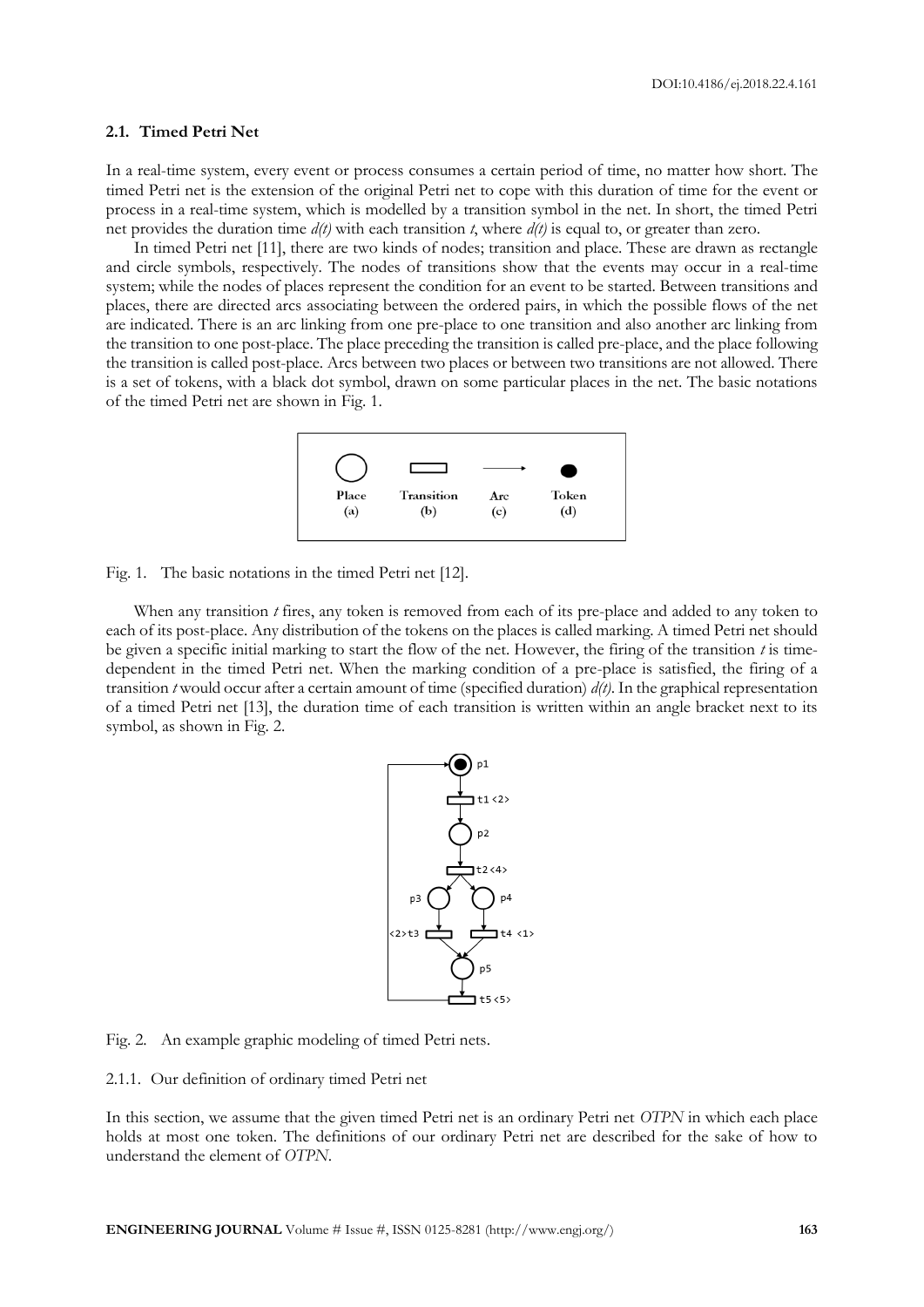### 2.1. Timed Petri Net

In a real-time system, every event or process consumes a certain period of time, no matter how short. The timed Petri net is the extension of the original Petri net to cope with this duration of time for the event or process in a real-time system, which is modelled by a transition symbol in the net. In short, the timed Petri net provides the duration time $d(t)$ with each transition $t$, where $d(t)$ is equal to, or greater than zero.

In timed Petri net [11], there are two kinds of nodes; transition and place. These are drawn as rectangle and circle symbols, respectively. The nodes of transitions show that the events may occur in a real-time system; while the nodes of places represent the condition for an event to be started. Between transitions and places, there are directed arcs associating between the ordered pairs, in which the possible flows of the net are indicated. There is an arc linking from one pre-place to one transition and also another arc linking from the transition to one post-place. The place preceding the transition is called pre-place, and the place following the transition is called post-place. Arcs between two places or between two transitions are not allowed. There is a set of tokens, with a black dot symbol, drawn on some particular places in the net. The basic notations of the timed Petri net are shown in Fig. 1.

Fig. 1. The basic notations in the timed Petri net [12].

When any transition $t$ fires, any token is removed from each of its pre-place and added to any token to each of its post-place. Any distribution of the tokens on the places is called marking. A timed Petri net should be given a specific initial marking to start the flow of the net. However, the firing of the transition $t$ is time-dependent in the timed Petri net. When the marking condition of a pre-place is satisfied, the firing of a transition $t$ would occur after a certain amount of time (specified duration) $d(t)$. In the graphical representation of a timed Petri net [13], the duration time of each transition is written within an angle bracket next to its symbol, as shown in Fig. 2.

Fig. 2. An example graphic modeling of timed Petri nets.

#### 2.1.1. Our definition of ordinary timed Petri net

In this section, we assume that the given timed Petri net is an ordinary Petri net *OTPN* in which each place holds at most one token. The definitions of our ordinary Petri net are described for the sake of how to understand the element of *OTPN*.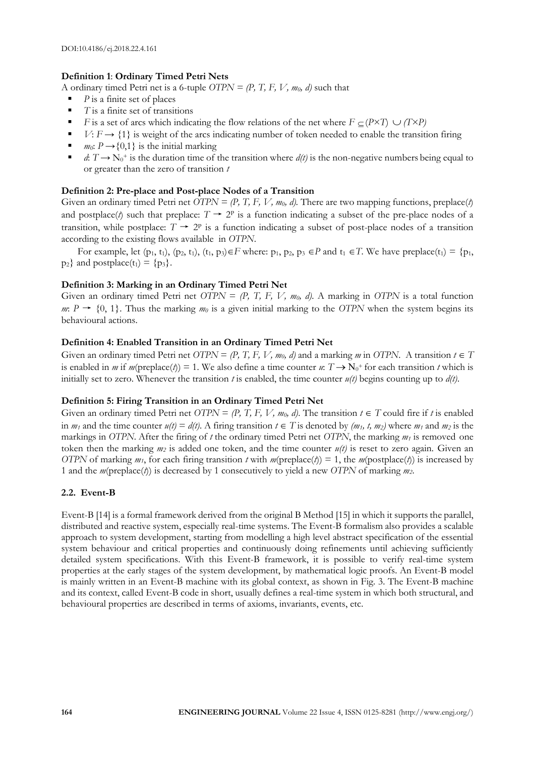**Definition 1**: **Ordinary Timed Petri Nets**

A ordinary timed Petri net is a 6-tuple $OTPN = (P, T, F, V, m_0, d)$ such that

- $P$ is a finite set of places
- $T$ is a finite set of transitions
- $F$ is a set of arcs which indicating the flow relations of the net where $F \subseteq (P \times T) \cup (T \times P)$
- $V: F \rightarrow \{1\}$ is weight of the arcs indicating number of token needed to enable the transition firing
- $m_0: P \rightarrow \{0,1\}$ is the initial marking
- $d: T \rightarrow N_0^+$ is the duration time of the transition where $d(t)$ is the non-negative numbers being equal to or greater than the zero of transition $t$

**Definition 2: Pre-place and Post-place Nodes of a Transition**

Given an ordinary timed Petri net $OTPN = (P, T, F, V, m_0, d)$. There are two mapping functions, preplace($t$) and postplace($t$) such that preplace: $T \rightarrow 2^P$ is a function indicating a subset of the pre-place nodes of a transition, while postplace: $T \rightarrow 2^P$ is a function indicating a subset of post-place nodes of a transition according to the existing flows available in *OTPN*.

For example, let $(p_1, t_1)$, $(p_2, t_1)$, $(t_1, p_3) \in F$ where: $p_1, p_2, p_3 \in P$ and $t_1 \in T$. We have preplace$(t_1) = \{p_1, p_2\}$ and postplace$(t_1) = \{p_3\}$.

**Definition 3: Marking in an Ordinary Timed Petri Net**

Given an ordinary timed Petri net $OTPN = (P, T, F, V, m_0, d)$. A marking in *OTPN* is a total function $m: P \rightarrow \{0, 1\}$. Thus the marking $m_0$ is a given initial marking to the *OTPN* when the system begins its behavioural actions.

**Definition 4: Enabled Transition in an Ordinary Timed Petri Net**

Given an ordinary timed Petri net $OTPN = (P, T, F, V, m_0, d)$ and a marking $m$ in *OTPN*. A transition $t \in T$ is enabled in $m$ if $m$(preplace($t$)) = 1. We also define a time counter $u: T \rightarrow N_0^+$ for each transition $t$ which is initially set to zero. Whenever the transition $t$ is enabled, the time counter $u(t)$ begins counting up to $d(t)$.

**Definition 5: Firing Transition in an Ordinary Timed Petri Net**

Given an ordinary timed Petri net $OTPN = (P, T, F, V, m_0, d)$. The transition $t \in T$ could fire if $t$ is enabled in $m_1$ and the time counter $u(t) = d(t)$. A firing transition $t \in T$ is denoted by $(m_1, t, m_2)$ where $m_1$ and $m_2$ is the markings in *OTPN*. After the firing of $t$ the ordinary timed Petri net *OTPN*, the marking $m_1$ is removed one token then the marking $m_2$ is added one token, and the time counter $u(t)$ is reset to zero again. Given an *OTPN* of marking $m_1$, for each firing transition $t$ with $m$(preplace($t$)) = 1, the $m$(postplace($t$)) is increased by 1 and the $m$(preplace($t$)) is decreased by 1 consecutively to yield a new *OTPN* of marking $m_2$.

### 2.2. Event-B

Event-B [14] is a formal framework derived from the original B Method [15] in which it supports the parallel, distributed and reactive system, especially real-time systems. The Event-B formalism also provides a scalable approach to system development, starting from modelling a high level abstract specification of the essential system behaviour and critical properties and continuously doing refinements until achieving sufficiently detailed system specifications. With this Event-B framework, it is possible to verify real-time system properties at the early stages of the system development, by mathematical logic proofs. An Event-B model is mainly written in an Event-B machine with its global context, as shown in Fig. 3. The Event-B machine and its context, called Event-B code in short, usually defines a real-time system in which both structural, and behavioural properties are described in terms of axioms, invariants, events, etc.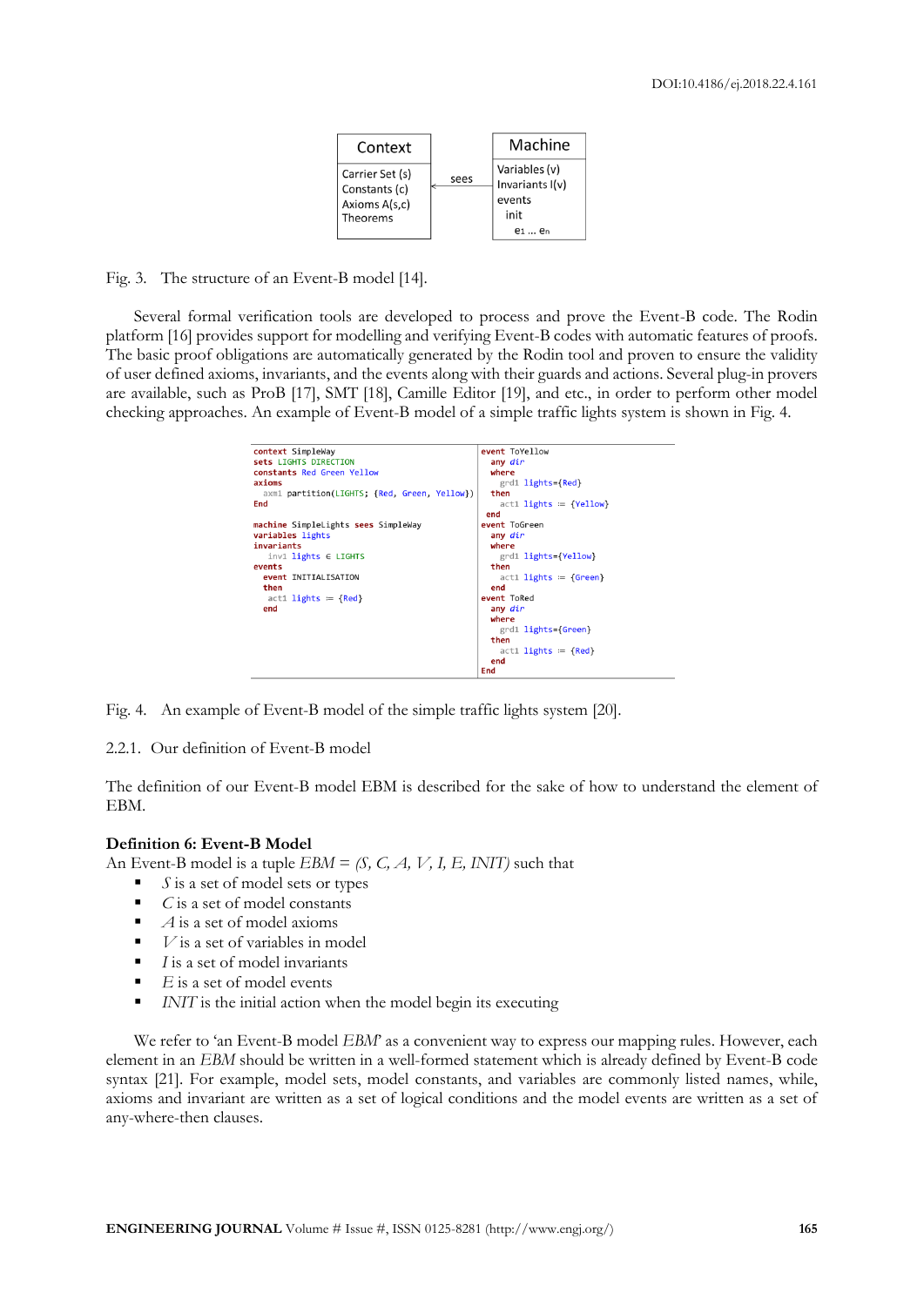| Context | | Machine |
|---|---|---|
| Carrier Set (s)<br>Constants (c)<br>Axioms A(s,c)<br>Theorems | ← sees | Variables (v)<br>Invariants I(v)<br>events<br>init<br>e1 ... en |

Fig. 3. The structure of an Event-B model [14].

Several formal verification tools are developed to process and prove the Event-B code. The Rodin platform [16] provides support for modelling and verifying Event-B codes with automatic features of proofs. The basic proof obligations are automatically generated by the Rodin tool and proven to ensure the validity of user defined axioms, invariants, and the events along with their guards and actions. Several plug-in provers are available, such as ProB [17], SMT [18], Camille Editor [19], and etc., in order to perform other model checking approaches. An example of Event-B model of a simple traffic lights system is shown in Fig. 4.

```
context SimpleWay
sets LIGHTS DIRECTION
constants Red Green Yellow
axioms
  axm1 partition(LIGHTS; {Red, Green, Yellow})
End

machine SimpleLights sees SimpleWay
variables lights
invariants
  inv1 lights ∈ LIGHTS
events
  event INITIALISATION
  then
   act1 lights ≔ {Red}
  end

event ToYellow
  any dir
  where
   grd1 lights={Red}
  then
   act1 lights ≔ {Yellow}
 end
event ToGreen
  any dir
  where
   grd1 lights={Yellow}
  then
   act1 lights ≔ {Green}
  end
event ToRed
  any dir
  where
   grd1 lights={Green}
  then
   act1 lights ≔ {Red}
  end
End
```

Fig. 4. An example of Event-B model of the simple traffic lights system [20].

### 2.2.1. Our definition of Event-B model

The definition of our Event-B model EBM is described for the sake of how to understand the element of EBM.

**Definition 6: Event-B Model**

An Event-B model is a tuple *EBM = (S, C, A, V, I, E, INIT)* such that

- *S* is a set of model sets or types
- *C* is a set of model constants
- *A* is a set of model axioms
- *V* is a set of variables in model
- *I* is a set of model invariants
- *E* is a set of model events
- *INIT* is the initial action when the model begin its executing

We refer to 'an Event-B model *EBM*' as a convenient way to express our mapping rules. However, each element in an *EBM* should be written in a well-formed statement which is already defined by Event-B code syntax [21]. For example, model sets, model constants, and variables are commonly listed names, while, axioms and invariant are written as a set of logical conditions and the model events are written as a set of any-where-then clauses.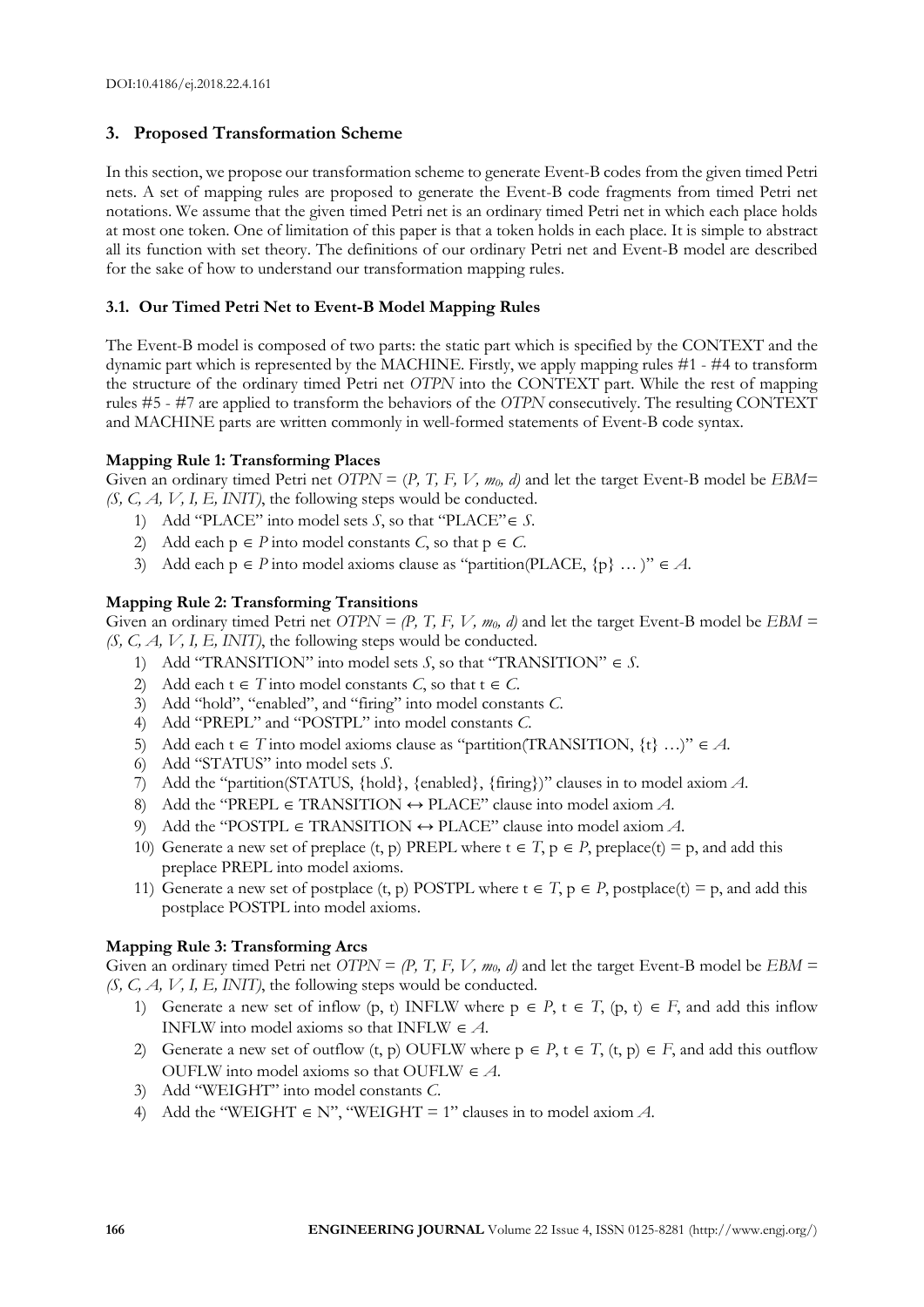## 3. Proposed Transformation Scheme

In this section, we propose our transformation scheme to generate Event-B codes from the given timed Petri nets. A set of mapping rules are proposed to generate the Event-B code fragments from timed Petri net notations. We assume that the given timed Petri net is an ordinary timed Petri net in which each place holds at most one token. One of limitation of this paper is that a token holds in each place. It is simple to abstract all its function with set theory. The definitions of our ordinary Petri net and Event-B model are described for the sake of how to understand our transformation mapping rules.

### 3.1. Our Timed Petri Net to Event-B Model Mapping Rules

The Event-B model is composed of two parts: the static part which is specified by the CONTEXT and the dynamic part which is represented by the MACHINE. Firstly, we apply mapping rules #1 - #4 to transform the structure of the ordinary timed Petri net *OTPN* into the CONTEXT part. While the rest of mapping rules #5 - #7 are applied to transform the behaviors of the *OTPN* consecutively. The resulting CONTEXT and MACHINE parts are written commonly in well-formed statements of Event-B code syntax.

**Mapping Rule 1: Transforming Places**

Given an ordinary timed Petri net $OTPN = (P, T, F, V, m_0, d)$ and let the target Event-B model be $EBM= (S, C, A, V, I, E, INIT)$, the following steps would be conducted.

1) Add "PLACE" into model sets $S$, so that "PLACE"$\in S$.
2) Add each $p \in P$ into model constants $C$, so that $p \in C$.
3) Add each $p \in P$ into model axioms clause as "partition(PLACE, {p} … )" $\in A$.

**Mapping Rule 2: Transforming Transitions**

Given an ordinary timed Petri net $OTPN = (P, T, F, V, m_0, d)$ and let the target Event-B model be $EBM = (S, C, A, V, I, E, INIT)$, the following steps would be conducted.

1) Add "TRANSITION" into model sets $S$, so that "TRANSITION" $\in S$.
2) Add each $t \in T$ into model constants $C$, so that $t \in C$.
3) Add "hold", "enabled", and "firing" into model constants $C$.
4) Add "PREPL" and "POSTPL" into model constants $C$.
5) Add each $t \in T$ into model axioms clause as "partition(TRANSITION, {t} …)" $\in A$.
6) Add "STATUS" into model sets $S$.
7) Add the "partition(STATUS, {hold}, {enabled}, {firing})" clauses in to model axiom $A$.
8) Add the "PREPL $\in$ TRANSITION $\leftrightarrow$ PLACE" clause into model axiom $A$.
9) Add the "POSTPL $\in$ TRANSITION $\leftrightarrow$ PLACE" clause into model axiom $A$.
10) Generate a new set of preplace (t, p) PREPL where $t \in T$, $p \in P$, preplace(t) = p, and add this preplace PREPL into model axioms.
11) Generate a new set of postplace (t, p) POSTPL where $t \in T$, $p \in P$, postplace(t) = p, and add this postplace POSTPL into model axioms.

**Mapping Rule 3: Transforming Arcs**

Given an ordinary timed Petri net $OTPN = (P, T, F, V, m_0, d)$ and let the target Event-B model be $EBM = (S, C, A, V, I, E, INIT)$, the following steps would be conducted.

1) Generate a new set of inflow (p, t) INFLW where $p \in P$, $t \in T$, $(p, t) \in F$, and add this inflow INFLW into model axioms so that INFLW $\in A$.
2) Generate a new set of outflow (t, p) OUFLW where $p \in P$, $t \in T$, $(t, p) \in F$, and add this outflow OUFLW into model axioms so that OUFLW $\in A$.
3) Add "WEIGHT" into model constants $C$.
4) Add the "WEIGHT $\in$ N", "WEIGHT = 1" clauses in to model axiom $A$.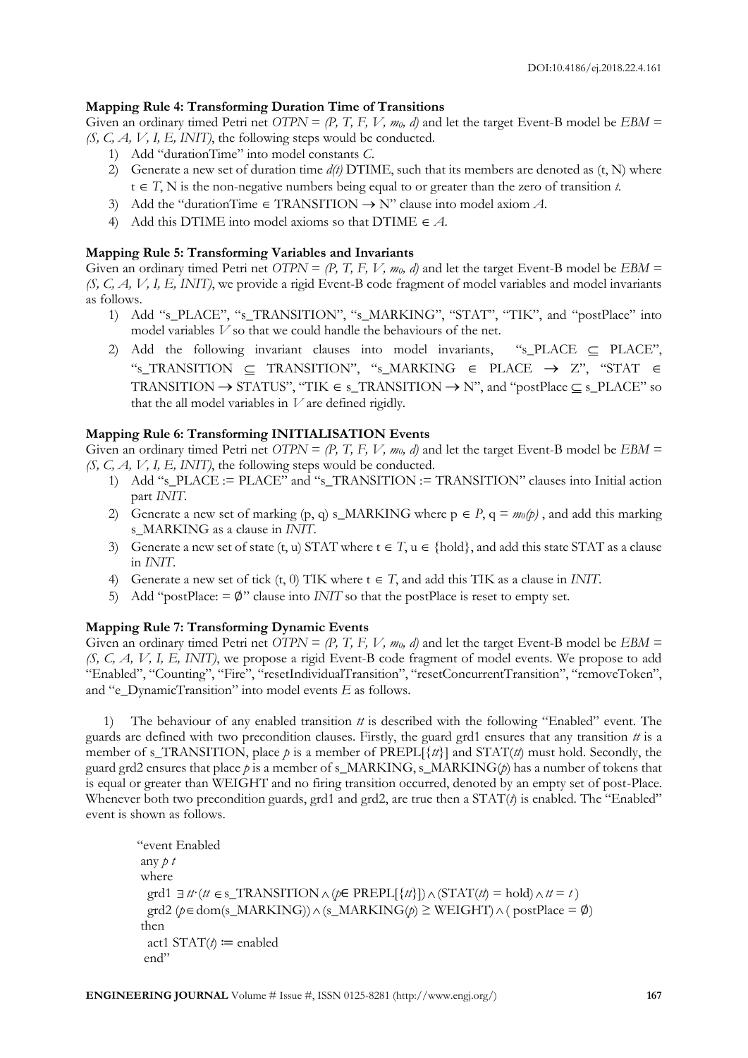**Mapping Rule 4: Transforming Duration Time of Transitions**

Given an ordinary timed Petri net $OTPN = (P, T, F, V, m_0, d)$ and let the target Event-B model be $EBM = (S, C, A, V, I, E, INIT)$, the following steps would be conducted.

1) Add "durationTime" into model constants $C$.
2) Generate a new set of duration time $d(t)$ DTIME, such that its members are denoted as (t, N) where $t \in T$, N is the non-negative numbers being equal to or greater than the zero of transition $t$.
3) Add the "durationTime $\in$ TRANSITION $\rightarrow$ N" clause into model axiom $A$.
4) Add this DTIME into model axioms so that DTIME $\in A$.

**Mapping Rule 5: Transforming Variables and Invariants**

Given an ordinary timed Petri net $OTPN = (P, T, F, V, m_0, d)$ and let the target Event-B model be $EBM = (S, C, A, V, I, E, INIT)$, we provide a rigid Event-B code fragment of model variables and model invariants as follows.

1) Add "s_PLACE", "s_TRANSITION", "s_MARKING", "STAT", "TIK", and "postPlace" into model variables $V$ so that we could handle the behaviours of the net.
2) Add the following invariant clauses into model invariants, "s_PLACE $\subseteq$ PLACE", "s_TRANSITION $\subseteq$ TRANSITION", "s_MARKING $\in$ PLACE $\rightarrow$ Z", "STAT $\in$ TRANSITION $\rightarrow$ STATUS", "TIK $\in$ s_TRANSITION $\rightarrow$ N", and "postPlace $\subseteq$ s_PLACE" so that the all model variables in $V$ are defined rigidly.

**Mapping Rule 6: Transforming INITIALISATION Events**

Given an ordinary timed Petri net $OTPN = (P, T, F, V, m_0, d)$ and let the target Event-B model be $EBM = (S, C, A, V, I, E, INIT)$, the following steps would be conducted.

1) Add "s_PLACE := PLACE" and "s_TRANSITION := TRANSITION" clauses into Initial action part $INIT$.
2) Generate a new set of marking (p, q) s_MARKING where $p \in P$, $q = m_0(p)$, and add this marking s_MARKING as a clause in $INIT$.
3) Generate a new set of state (t, u) STAT where $t \in T$, $u \in$ {hold}, and add this state STAT as a clause in $INIT$.
4) Generate a new set of tick (t, 0) TIK where $t \in T$, and add this TIK as a clause in $INIT$.
5) Add "postPlace: = $\emptyset$" clause into $INIT$ so that the postPlace is reset to empty set.

**Mapping Rule 7: Transforming Dynamic Events**

Given an ordinary timed Petri net $OTPN = (P, T, F, V, m_0, d)$ and let the target Event-B model be $EBM = (S, C, A, V, I, E, INIT)$, we propose a rigid Event-B code fragment of model events. We propose to add "Enabled", "Counting", "Fire", "resetIndividualTransition", "resetConcurrentTransition", "removeToken", and "e_DynamicTransition" into model events $E$ as follows.

1) The behaviour of any enabled transition $tt$ is described with the following "Enabled" event. The guards are defined with two precondition clauses. Firstly, the guard grd1 ensures that any transition $tt$ is a member of s_TRANSITION, place $p$ is a member of PREPL[{$tt$}] and STAT($tt$) must hold. Secondly, the guard grd2 ensures that place $p$ is a member of s_MARKING, s_MARKING($p$) has a number of tokens that is equal or greater than WEIGHT and no firing transition occurred, denoted by an empty set of post-Place. Whenever both two precondition guards, grd1 and grd2, are true then a STAT($t$) is enabled. The "Enabled" event is shown as follows.

```
"event Enabled
 any p t
 where
  grd1 ∃ tt·(tt ∈ s_TRANSITION ∧ (p∈ PREPL[{tt}]) ∧ (STAT(tt) = hold) ∧ tt = t )
  grd2 (p ∈ dom(s_MARKING)) ∧ (s_MARKING(p) ≥ WEIGHT) ∧ ( postPlace = ∅)
 then
  act1 STAT(t) ≔ enabled
 end"
```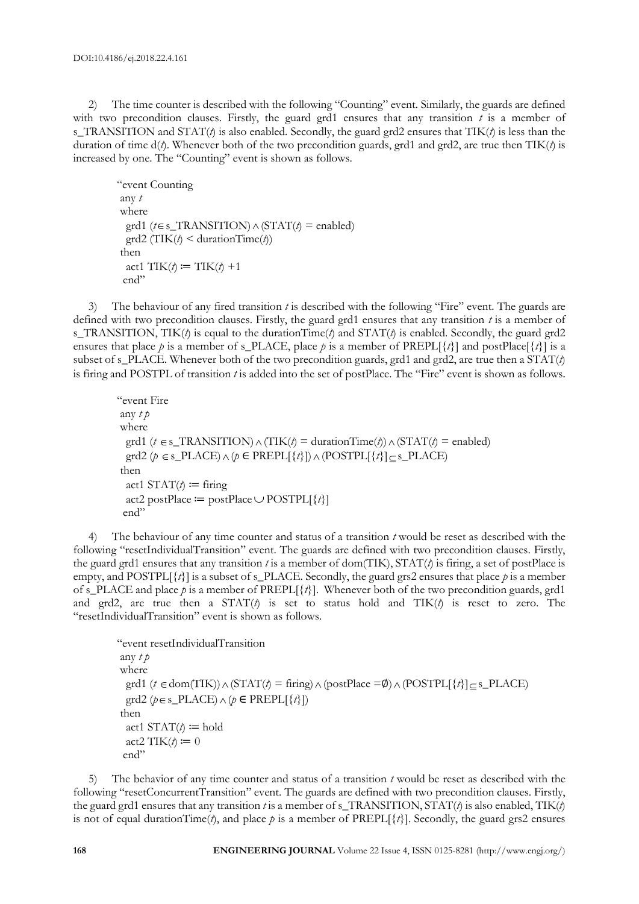2) The time counter is described with the following "Counting" event. Similarly, the guards are defined with two precondition clauses. Firstly, the guard grd1 ensures that any transition $t$ is a member of s_TRANSITION and STAT($t$) is also enabled. Secondly, the guard grd2 ensures that TIK($t$) is less than the duration of time d($t$). Whenever both of the two precondition guards, grd1 and grd2, are true then TIK($t$) is increased by one. The "Counting" event is shown as follows.

```
"event Counting
 any t
 where
  grd1 (t∈ s_TRANSITION) ∧ (STAT(t) = enabled)
  grd2 (TIK(t) < durationTime(t))
 then
  act1 TIK(t) ≔ TIK(t) +1
 end"
```

3) The behaviour of any fired transition $t$ is described with the following "Fire" event. The guards are defined with two precondition clauses. Firstly, the guard grd1 ensures that any transition $t$ is a member of s_TRANSITION, TIK($t$) is equal to the durationTime($t$) and STAT($t$) is enabled. Secondly, the guard grd2 ensures that place $p$ is a member of s_PLACE, place $p$ is a member of PREPL[{$t$}] and postPlace[{$t$}] is a subset of s_PLACE. Whenever both of the two precondition guards, grd1 and grd2, are true then a STAT($t$) is firing and POSTPL of transition $t$ is added into the set of postPlace. The "Fire" event is shown as follows.

```
"event Fire
 any t p
 where
  grd1 (t ∈ s_TRANSITION) ∧ (TIK(t) = durationTime(t)) ∧ (STAT(t) = enabled)
  grd2 (p ∈ s_PLACE) ∧ (p ∈ PREPL[{t}]) ∧ (POSTPL[{t}] ⊆ s_PLACE)
 then
  act1 STAT(t) ≔ firing
  act2 postPlace ≔ postPlace ∪ POSTPL[{t}]
 end"
```

4) The behaviour of any time counter and status of a transition $t$ would be reset as described with the following "resetIndividualTransition" event. The guards are defined with two precondition clauses. Firstly, the guard grd1 ensures that any transition $t$ is a member of dom(TIK), STAT($t$) is firing, a set of postPlace is empty, and POSTPL[{$t$}] is a subset of s_PLACE. Secondly, the guard grs2 ensures that place $p$ is a member of s_PLACE and place $p$ is a member of PREPL[{$t$}]. Whenever both of the two precondition guards, grd1 and grd2, are true then a STAT($t$) is set to status hold and TIK($t$) is reset to zero. The "resetIndividualTransition" event is shown as follows.

```
"event resetIndividualTransition
 any t p
 where
  grd1 (t ∈ dom(TIK)) ∧ (STAT(t) = firing) ∧ (postPlace =∅) ∧ (POSTPL[{t}] ⊆ s_PLACE)
  grd2 (p∈ s_PLACE) ∧ (p ∈ PREPL[{t}])
 then
  act1 STAT(t) ≔ hold
  act2 TIK(t) ≔ 0
 end"
```

5) The behavior of any time counter and status of a transition $t$ would be reset as described with the following "resetConcurrentTransition" event. The guards are defined with two precondition clauses. Firstly, the guard grd1 ensures that any transition $t$ is a member of s_TRANSITION, STAT($t$) is also enabled, TIK($t$) is not of equal durationTime($t$), and place $p$ is a member of PREPL[{$t$}]. Secondly, the guard grs2 ensures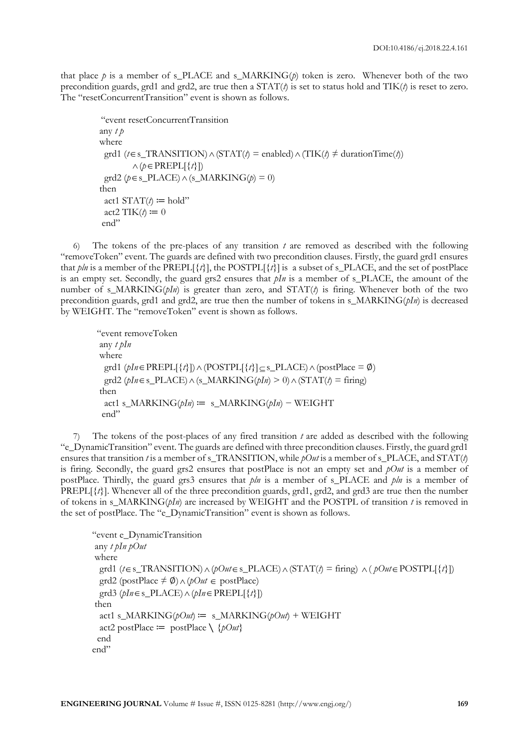that place $p$ is a member of s_PLACE and s_MARKING($p$) token is zero. Whenever both of the two precondition guards, grd1 and grd2, are true then a STAT($t$) is set to status hold and TIK($t$) is reset to zero. The "resetConcurrentTransition" event is shown as follows.

"event resetConcurrentTransition
any $t$ $p$
where
grd1 $(t \in \text{s\_TRANSITION}) \wedge (\text{STAT}(t) = \text{enabled}) \wedge (\text{TIK}(t) \neq \text{durationTime}(t)) \wedge (p \in \text{PREPL}[\{t\}])$
grd2 $(p \in \text{s\_PLACE}) \wedge (\text{s\_MARKING}(p) = 0)$
then
act1 $\text{STAT}(t) \coloneqq \text{hold}$"
act2 $\text{TIK}(t) \coloneqq 0$
end"

6) The tokens of the pre-places of any transition $t$ are removed as described with the following "removeToken" event. The guards are defined with two precondition clauses. Firstly, the guard grd1 ensures that $pIn$ is a member of the PREPL[{$t$}], the POSTPL[{$t$}] is a subset of s_PLACE, and the set of postPlace is an empty set. Secondly, the guard grs2 ensures that $pIn$ is a member of s_PLACE, the amount of the number of s_MARKING($pIn$) is greater than zero, and STAT($t$) is firing. Whenever both of the two precondition guards, grd1 and grd2, are true then the number of tokens in s_MARKING($pIn$) is decreased by WEIGHT. The "removeToken" event is shown as follows.

"event removeToken
any $t$ $pIn$
where
grd1 $(pIn \in \text{PREPL}[\{t\}]) \wedge (\text{POSTPL}[\{t\}] \subseteq \text{s\_PLACE}) \wedge (\text{postPlace} = \emptyset)$
grd2 $(pIn \in \text{s\_PLACE}) \wedge (\text{s\_MARKING}(pIn) > 0) \wedge (\text{STAT}(t) = \text{firing})$
then
act1 $\text{s\_MARKING}(pIn) \coloneqq \text{s\_MARKING}(pIn) - \text{WEIGHT}$
end"

7) The tokens of the post-places of any fired transition $t$ are added as described with the following "e_DynamicTransition" event. The guards are defined with three precondition clauses. Firstly, the guard grd1 ensures that transition $t$ is a member of s_TRANSITION, while $pOut$ is a member of s_PLACE, and STAT($t$) is firing. Secondly, the guard grs2 ensures that postPlace is not an empty set and $pOut$ is a member of postPlace. Thirdly, the guard grs3 ensures that $pIn$ is a member of s_PLACE and $pIn$ is a member of PREPL[{$t$}]. Whenever all of the three precondition guards, grd1, grd2, and grd3 are true then the number of tokens in s_MARKING($pIn$) are increased by WEIGHT and the POSTPL of transition $t$ is removed in the set of postPlace. The "e_DynamicTransition" event is shown as follows.

"event e_DynamicTransition
any $t$ $pIn$ $pOut$
where
grd1 $(t \in \text{s\_TRANSITION}) \wedge (pOut \in \text{s\_PLACE}) \wedge (\text{STAT}(t) = \text{firing}) \wedge (pOut \in \text{POSTPL}[\{t\}])$
grd2 $(\text{postPlace} \neq \emptyset) \wedge (pOut \in \text{postPlace})$
grd3 $(pIn \in \text{s\_PLACE}) \wedge (pIn \in \text{PREPL}[\{t\}])$
then
act1 $\text{s\_MARKING}(pOut) \coloneqq \text{s\_MARKING}(pOut) + \text{WEIGHT}$
act2 $\text{postPlace} \coloneqq \text{postPlace} \setminus \{pOut\}$
end
end"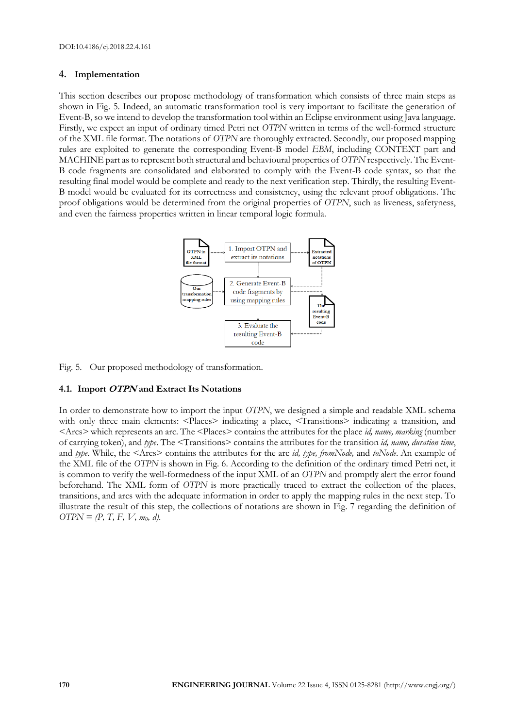## 4. Implementation

This section describes our propose methodology of transformation which consists of three main steps as shown in Fig. 5. Indeed, an automatic transformation tool is very important to facilitate the generation of Event-B, so we intend to develop the transformation tool within an Eclipse environment using Java language. Firstly, we expect an input of ordinary timed Petri net *OTPN* written in terms of the well-formed structure of the XML file format. The notations of *OTPN* are thoroughly extracted. Secondly, our proposed mapping rules are exploited to generate the corresponding Event-B model *EBM*, including CONTEXT part and MACHINE part as to represent both structural and behavioural properties of *OTPN* respectively. The Event-B code fragments are consolidated and elaborated to comply with the Event-B code syntax, so that the resulting final model would be complete and ready to the next verification step. Thirdly, the resulting Event-B model would be evaluated for its correctness and consistency, using the relevant proof obligations. The proof obligations would be determined from the original properties of *OTPN*, such as liveness, safetyness, and even the fairness properties written in linear temporal logic formula.

Fig. 5. Our proposed methodology of transformation.

### 4.1. Import *OTPN* and Extract Its Notations

In order to demonstrate how to import the input *OTPN*, we designed a simple and readable XML schema with only three main elements: <Places> indicating a place, <Transitions> indicating a transition, and <Arcs> which represents an arc. The <Places> contains the attributes for the place *id, name, marking* (number of carrying token), and *type*. The <Transitions> contains the attributes for the transition *id, name, duration time*, and *type*. While, the <Arcs> contains the attributes for the arc *id, type, fromNode,* and *toNode*. An example of the XML file of the *OTPN* is shown in Fig. 6. According to the definition of the ordinary timed Petri net, it is common to verify the well-formedness of the input XML of an *OTPN* and promptly alert the error found beforehand. The XML form of *OTPN* is more practically traced to extract the collection of the places, transitions, and arcs with the adequate information in order to apply the mapping rules in the next step. To illustrate the result of this step, the collections of notations are shown in Fig. 7 regarding the definition of $OTPN = (P, T, F, V, m_0, d)$.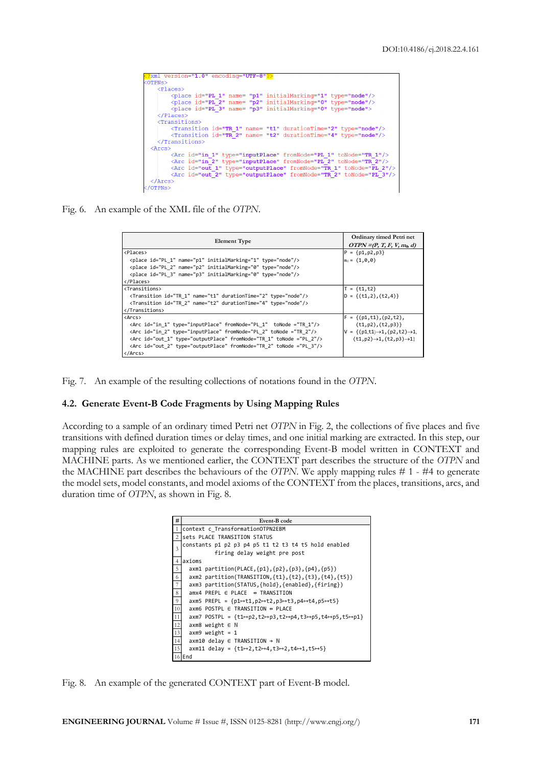```xml
<?xml version="1.0" encoding="UTF-8"?>
<OTPNs>
    <Places>
        <place id="PL_1" name= "p1" initialMarking="1" type="node"/>
        <place id="PL_2" name= "p2" initialMarking="0" type="node"/>
        <place id="PL_3" name= "p3" initialMarking="0" type="node">
    </Places>
    <Transitions>
        <Transition id="TR_1" name= "t1" durationTime="2" type="node"/>
        <Transition id="TR_2" name= "t2" durationTime="4" type="node"/>
    </Transitions>
  <Arcs>
        <Arc id="in_1" type="inputPlace" fromNode="PL_1" toNode="TR_1"/>
        <Arc id="in_2" type="inputPlace" fromNode="PL_2" toNode="TR_2"/>
        <Arc id="out_1" type="outputPlace" fromNode="TR_1" toNode="PL_2"/>
        <Arc id="out_2" type="outputPlace" fromNode="TR_2" toNode="PL_3"/>
  </Arcs>
</OTPNs>
```

Fig. 6. An example of the XML file of the *OTPN*.

| Element Type | Ordinary timed Petri net *OTPN* =(*P, T, F, V, m₀, d*) |
|---|---|
| `<Places>` `<place id="PL_1" name="p1" initialMarking="1" type="node"/>` `<place id="PL_2" name="p2" initialMarking="0" type="node"/>` `<place id="PL_3" name="p3" initialMarking="0" type="node"/>` `</Places>` | P = {p1,p2,p3} $m_0$ = (1,0,0) |
| `<Transitions>` `<Transition id="TR_1" name="t1" durationTime="2" type="node"/>` `<Transition id="TR_2" name="t2" durationTime="4" type="node"/>` `</Transitions>` | T = {t1,t2} D = {(t1,2),(t2,4)} |
| `<Arcs>` `<Arc id="in_1" type="inputPlace" fromNode="PL_1" toNode ="TR_1"/>` `<Arc id="in_2" type="inputPlace" fromNode="PL_2" toNode ="TR_2"/>` `<Arc id="out_1" type="outputPlace" fromNode="TR_1" toNode ="PL_2"/>` `<Arc id="out_2" type="outputPlace" fromNode="TR_2" toNode ="PL_3"/>` `</Arcs>` | F = {(p1,t1),(p2,t2), (t1,p2),(t2,p3)} V = {(p1,t1)→1,(p2,t2)→1, (t1,p2)→1,(t2,p3)→1} |

Fig. 7. An example of the resulting collections of notations found in the *OTPN*.

### 4.2. Generate Event-B Code Fragments by Using Mapping Rules

According to a sample of an ordinary timed Petri net *OTPN* in Fig. 2, the collections of five places and five transitions with defined duration times or delay times, and one initial marking are extracted. In this step, our mapping rules are exploited to generate the corresponding Event-B model written in CONTEXT and MACHINE parts. As we mentioned earlier, the CONTEXT part describes the structure of the *OTPN* and the MACHINE part describes the behaviours of the *OTPN*. We apply mapping rules # 1 - #4 to generate the model sets, model constants, and model axioms of the CONTEXT from the places, transitions, arcs, and duration time of *OTPN*, as shown in Fig. 8.

| # | Event-B code |
|---|---|
| 1 | context c_TransformationOTPN2EBM |
| 2 | sets PLACE TRANSITION STATUS |
| 3 | constants p1 p2 p3 p4 p5 t1 t2 t3 t4 t5 hold enabled firing delay weight pre post |
| 4 | axioms |
| 5 | axm1 partition(PLACE,{p1},{p2},{p3},{p4},{p5}) |
| 6 | axm2 partition(TRANSITION,{t1},{t2},{t3},{t4},{t5}) |
| 7 | axm3 partition(STATUS,{hold},{enabled},{firing}) |
| 8 | amx4 PREPL ∈ PLACE ⇸ TRANSITION |
| 9 | axm5 PREPL = {p1↦t1,p2↦t2,p3↦t3,p4↦t4,p5↦t5} |
| 10 | axm6 POSTPL ∈ TRANSITION ⇸ PLACE |
| 11 | axm7 POSTPL = {t1↦p2,t2↦p3,t2↦p4,t3↦p5,t4↦p5,t5↦p1} |
| 12 | axm8 weight ∈ ℕ |
| 13 | axm9 weight = 1 |
| 14 | axm10 delay ∈ TRANSITION → ℕ |
| 15 | axm11 delay = {t1↦2,t2↦4,t3↦2,t4↦1,t5↦5} |
| 16 | End |

Fig. 8. An example of the generated CONTEXT part of Event-B model.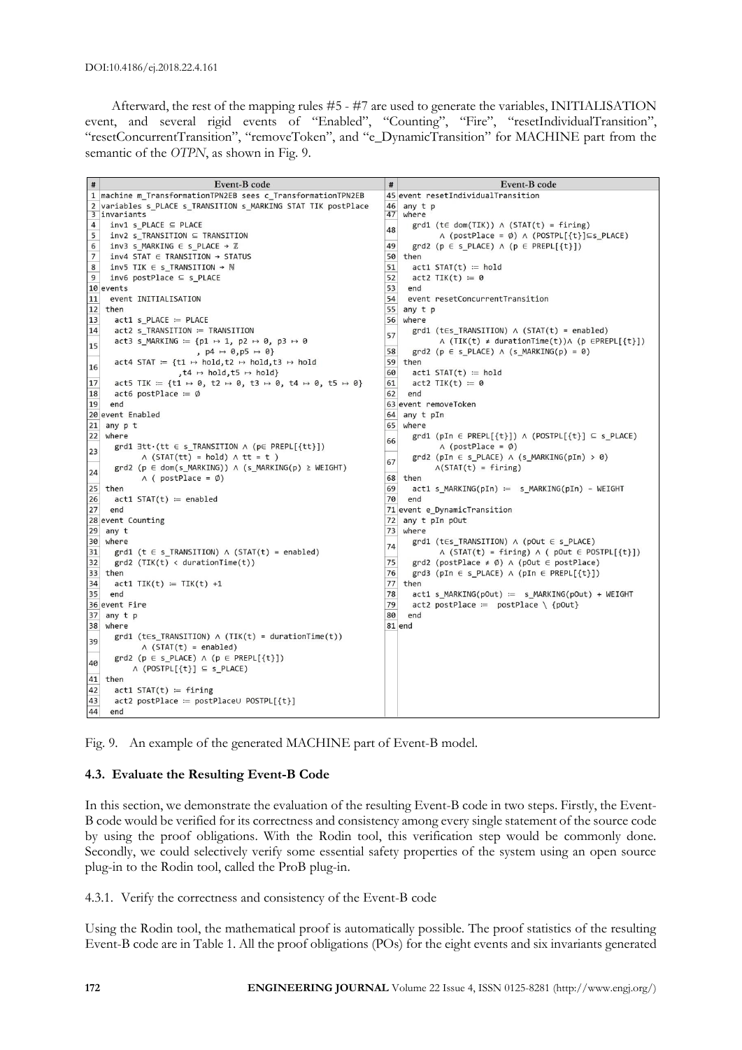Afterward, the rest of the mapping rules #5 - #7 are used to generate the variables, INITIALISATION event, and several rigid events of "Enabled", "Counting", "Fire", "resetIndividualTransition", "resetConcurrentTransition", "removeToken", and "e_DynamicTransition" for MACHINE part from the semantic of the *OTPN*, as shown in Fig. 9.

| # | Event-B code | # | Event-B code |
|---|---|---|---|
| 1 | machine m_TransformationTPN2EB sees c_TransformationTPN2EB | 45 | event resetIndividualTransition |
| 2 | variables s_PLACE s_TRANSITION s_MARKING STAT TIK postPlace | 46 | any t p |
| 3 | invariants | 47 | where |
| 4 | inv1 s_PLACE ⊆ PLACE | 48 | grd1 (t∈ dom(TIK)) ∧ (STAT(t) = firing) ∧ (postPlace = ∅) ∧ (POSTPL[{t}]⊆s_PLACE) |
| 5 | inv2 s_TRANSITION ⊆ TRANSITION | 49 | grd2 (p ∈ s_PLACE) ∧ (p ∈ PREPL[{t}]) |
| 6 | inv3 s_MARKING ∈ s_PLACE → ℤ | 50 | then |
| 7 | inv4 STAT ∈ TRANSITION → STATUS | 51 | act1 STAT(t) ≔ hold |
| 8 | inv5 TIK ∈ s_TRANSITION → ℕ | 52 | act2 TIK(t) ≔ 0 |
| 9 | inv6 postPlace ⊆ s_PLACE | 53 | end |
| 10 | events | 54 | event resetConcurrentTransition |
| 11 | event INITIALISATION | 55 | any t p |
| 12 | then | 56 | where |
| 13 | act1 s_PLACE ≔ PLACE | 57 | grd1 (t∈s_TRANSITION) ∧ (STAT(t) = enabled) ∧ (TIK(t) ≠ durationTime(t))∧ (p ∈PREPL[{t}]) |
| 14 | act2 s_TRANSITION ≔ TRANSITION | 58 | grd2 (p ∈ s_PLACE) ∧ (s_MARKING(p) = 0) |
| 15 | act3 s_MARKING ≔ {p1 ↦ 1, p2 ↦ 0, p3 ↦ 0 , p4 ↦ 0,p5 ↦ 0} | 59 | then |
| 16 | act4 STAT ≔ {t1 ↦ hold,t2 ↦ hold,t3 ↦ hold ,t4 ↦ hold,t5 ↦ hold} | 60 | act1 STAT(t) ≔ hold |
| 17 | act5 TIK ≔ {t1 ↦ 0, t2 ↦ 0, t3 ↦ 0, t4 ↦ 0, t5 ↦ 0} | 61 | act2 TIK(t) ≔ 0 |
| 18 | act6 postPlace ≔ ∅ | 62 | end |
| 19 | end | 63 | event removeToken |
| 20 | event Enabled | 64 | any t pIn |
| 21 | any p t | 65 | where |
| 22 | where | 66 | grd1 (pIn ∈ PREPL[{t}]) ∧ (POSTPL[{t}] ⊆ s_PLACE) ∧ (postPlace = ∅) |
| 23 | grd1 ∃tt·(tt ∈ s_TRANSITION ∧ (p∈ PREPL[{tt}]) ∧ (STAT(tt) = hold) ∧ tt = t ) | 67 | grd2 (pIn ∈ s_PLACE) ∧ (s_MARKING(pIn) > 0) ∧(STAT(t) = firing) |
| 24 | grd2 (p ∈ dom(s_MARKING)) ∧ (s_MARKING(p) ≥ WEIGHT) ∧ ( postPlace = ∅) | 68 | then |
| 25 | then | 69 | act1 s_MARKING(pIn) ≔ s_MARKING(pIn) - WEIGHT |
| 26 | act1 STAT(t) ≔ enabled | 70 | end |
| 27 | end | 71 | event e_DynamicTransition |
| 28 | event Counting | 72 | any t pIn pOut |
| 29 | any t | 73 | where |
| 30 | where | 74 | grd1 (t∈s_TRANSITION) ∧ (pOut ∈ s_PLACE) ∧ (STAT(t) = firing) ∧ ( pOut ∈ POSTPL[{t}]) |
| 31 | grd1 (t ∈ s_TRANSITION) ∧ (STAT(t) = enabled) | 75 | grd2 (postPlace ≠ ∅) ∧ (pOut ∈ postPlace) |
| 32 | grd2 (TIK(t) < durationTime(t)) | 76 | grd3 (pIn ∈ s_PLACE) ∧ (pIn ∈ PREPL[{t}]) |
| 33 | then | 77 | then |
| 34 | act1 TIK(t) ≔ TIK(t) +1 | 78 | act1 s_MARKING(pOut) ≔ s_MARKING(pOut) + WEIGHT |
| 35 | end | 79 | act2 postPlace ≔ postPlace \ {pOut} |
| 36 | event Fire | 80 | end |
| 37 | any t p | 81 | end |
| 38 | where | | |
| 39 | grd1 (t∈s_TRANSITION) ∧ (TIK(t) = durationTime(t)) ∧ (STAT(t) = enabled) | | |
| 40 | grd2 (p ∈ s_PLACE) ∧ (p ∈ PREPL[{t}]) ∧ (POSTPL[{t}] ⊆ s_PLACE) | | |
| 41 | then | | |
| 42 | act1 STAT(t) ≔ firing | | |
| 43 | act2 postPlace ≔ postPlace∪ POSTPL[{t}] | | |
| 44 | end | | |

Fig. 9. An example of the generated MACHINE part of Event-B model.

### 4.3. Evaluate the Resulting Event-B Code

In this section, we demonstrate the evaluation of the resulting Event-B code in two steps. Firstly, the Event-B code would be verified for its correctness and consistency among every single statement of the source code by using the proof obligations. With the Rodin tool, this verification step would be commonly done. Secondly, we could selectively verify some essential safety properties of the system using an open source plug-in to the Rodin tool, called the ProB plug-in.

4.3.1. Verify the correctness and consistency of the Event-B code

Using the Rodin tool, the mathematical proof is automatically possible. The proof statistics of the resulting Event-B code are in Table 1. All the proof obligations (POs) for the eight events and six invariants generated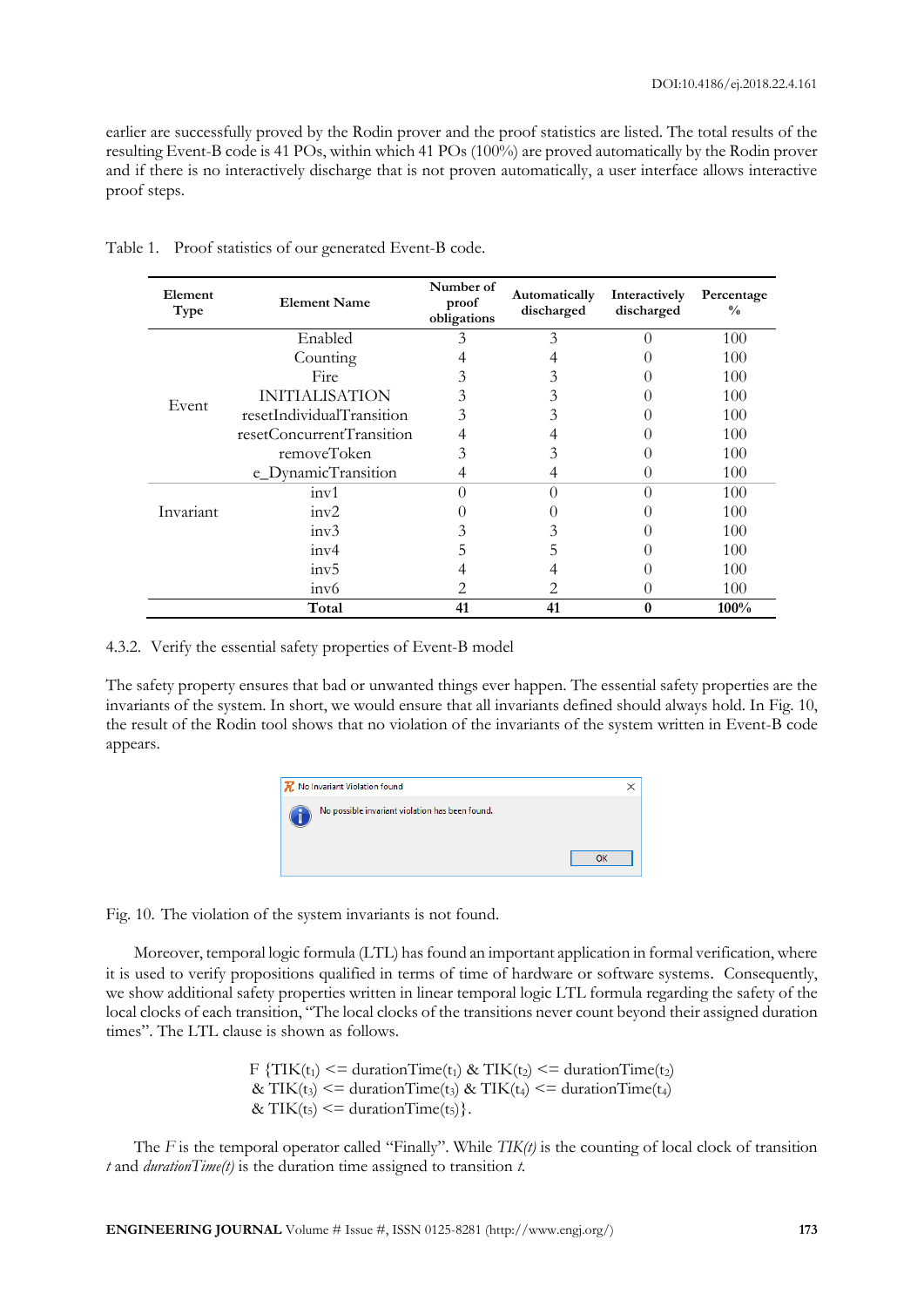earlier are successfully proved by the Rodin prover and the proof statistics are listed. The total results of the resulting Event-B code is 41 POs, within which 41 POs (100%) are proved automatically by the Rodin prover and if there is no interactively discharge that is not proven automatically, a user interface allows interactive proof steps.

Table 1. Proof statistics of our generated Event-B code.

| Element Type | Element Name | Number of proof obligations | Automatically discharged | Interactively discharged | Percentage % |
|---|---|---|---|---|---|
| Event | Enabled | 3 | 3 | 0 | 100 |
| | Counting | 4 | 4 | 0 | 100 |
| | Fire | 3 | 3 | 0 | 100 |
| | INITIALISATION | 3 | 3 | 0 | 100 |
| | resetIndividualTransition | 3 | 3 | 0 | 100 |
| | resetConcurrentTransition | 4 | 4 | 0 | 100 |
| | removeToken | 3 | 3 | 0 | 100 |
| | e_DynamicTransition | 4 | 4 | 0 | 100 |
| Invariant | inv1 | 0 | 0 | 0 | 100 |
| | inv2 | 0 | 0 | 0 | 100 |
| | inv3 | 3 | 3 | 0 | 100 |
| | inv4 | 5 | 5 | 0 | 100 |
| | inv5 | 4 | 4 | 0 | 100 |
| | inv6 | 2 | 2 | 0 | 100 |
| | **Total** | **41** | **41** | **0** | **100%** |

4.3.2. Verify the essential safety properties of Event-B model

The safety property ensures that bad or unwanted things ever happen. The essential safety properties are the invariants of the system. In short, we would ensure that all invariants defined should always hold. In Fig. 10, the result of the Rodin tool shows that no violation of the invariants of the system written in Event-B code appears.

No Invariant Violation found

No possible invariant violation has been found.

OK

Fig. 10. The violation of the system invariants is not found.

Moreover, temporal logic formula (LTL) has found an important application in formal verification, where it is used to verify propositions qualified in terms of time of hardware or software systems. Consequently, we show additional safety properties written in linear temporal logic LTL formula regarding the safety of the local clocks of each transition, "The local clocks of the transitions never count beyond their assigned duration times". The LTL clause is shown as follows.

$$F\ \{TIK(t_1) <= durationTime(t_1)\ \&\ TIK(t_2) <= durationTime(t_2)$$
$$\&\ TIK(t_3) <= durationTime(t_3)\ \&\ TIK(t_4) <= durationTime(t_4)$$
$$\&\ TIK(t_5) <= durationTime(t_5)\}.$$

The *F* is the temporal operator called "Finally". While *TIK(t)* is the counting of local clock of transition *t* and *durationTime(t)* is the duration time assigned to transition *t*.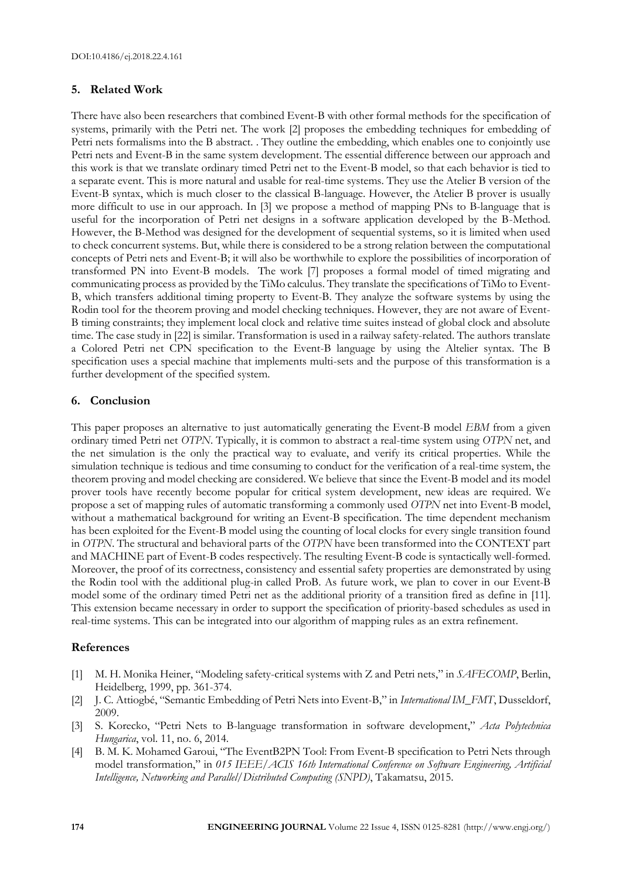## 5. Related Work

There have also been researchers that combined Event-B with other formal methods for the specification of systems, primarily with the Petri net. The work [2] proposes the embedding techniques for embedding of Petri nets formalisms into the B abstract. . They outline the embedding, which enables one to conjointly use Petri nets and Event-B in the same system development. The essential difference between our approach and this work is that we translate ordinary timed Petri net to the Event-B model, so that each behavior is tied to a separate event. This is more natural and usable for real-time systems. They use the Atelier B version of the Event-B syntax, which is much closer to the classical B-language. However, the Atelier B prover is usually more difficult to use in our approach. In [3] we propose a method of mapping PNs to B-language that is useful for the incorporation of Petri net designs in a software application developed by the B-Method. However, the B-Method was designed for the development of sequential systems, so it is limited when used to check concurrent systems. But, while there is considered to be a strong relation between the computational concepts of Petri nets and Event-B; it will also be worthwhile to explore the possibilities of incorporation of transformed PN into Event-B models. The work [7] proposes a formal model of timed migrating and communicating process as provided by the TiMo calculus. They translate the specifications of TiMo to Event-B, which transfers additional timing property to Event-B. They analyze the software systems by using the Rodin tool for the theorem proving and model checking techniques. However, they are not aware of Event-B timing constraints; they implement local clock and relative time suites instead of global clock and absolute time. The case study in [22] is similar. Transformation is used in a railway safety-related. The authors translate a Colored Petri net CPN specification to the Event-B language by using the Altelier syntax. The B specification uses a special machine that implements multi-sets and the purpose of this transformation is a further development of the specified system.

## 6. Conclusion

This paper proposes an alternative to just automatically generating the Event-B model *EBM* from a given ordinary timed Petri net *OTPN*. Typically, it is common to abstract a real-time system using *OTPN* net, and the net simulation is the only the practical way to evaluate, and verify its critical properties. While the simulation technique is tedious and time consuming to conduct for the verification of a real-time system, the theorem proving and model checking are considered. We believe that since the Event-B model and its model prover tools have recently become popular for critical system development, new ideas are required. We propose a set of mapping rules of automatic transforming a commonly used *OTPN* net into Event-B model, without a mathematical background for writing an Event-B specification. The time dependent mechanism has been exploited for the Event-B model using the counting of local clocks for every single transition found in *OTPN*. The structural and behavioral parts of the *OTPN* have been transformed into the CONTEXT part and MACHINE part of Event-B codes respectively. The resulting Event-B code is syntactically well-formed. Moreover, the proof of its correctness, consistency and essential safety properties are demonstrated by using the Rodin tool with the additional plug-in called ProB. As future work, we plan to cover in our Event-B model some of the ordinary timed Petri net as the additional priority of a transition fired as define in [11]. This extension became necessary in order to support the specification of priority-based schedules as used in real-time systems. This can be integrated into our algorithm of mapping rules as an extra refinement.

## References

[1] M. H. Monika Heiner, "Modeling safety-critical systems with Z and Petri nets," in *SAFECOMP*, Berlin, Heidelberg, 1999, pp. 361-374.

[2] J. C. Attiogbé, "Semantic Embedding of Petri Nets into Event-B," in *International IM_FMT*, Dusseldorf, 2009.

[3] S. Korecko, "Petri Nets to B-language transformation in software development," *Acta Polytechnica Hungarica*, vol. 11, no. 6, 2014.

[4] B. M. K. Mohamed Garoui, "The EventB2PN Tool: From Event-B specification to Petri Nets through model transformation," in *015 IEEE/ACIS 16th International Conference on Software Engineering, Artificial Intelligence, Networking and Parallel/Distributed Computing (SNPD)*, Takamatsu, 2015.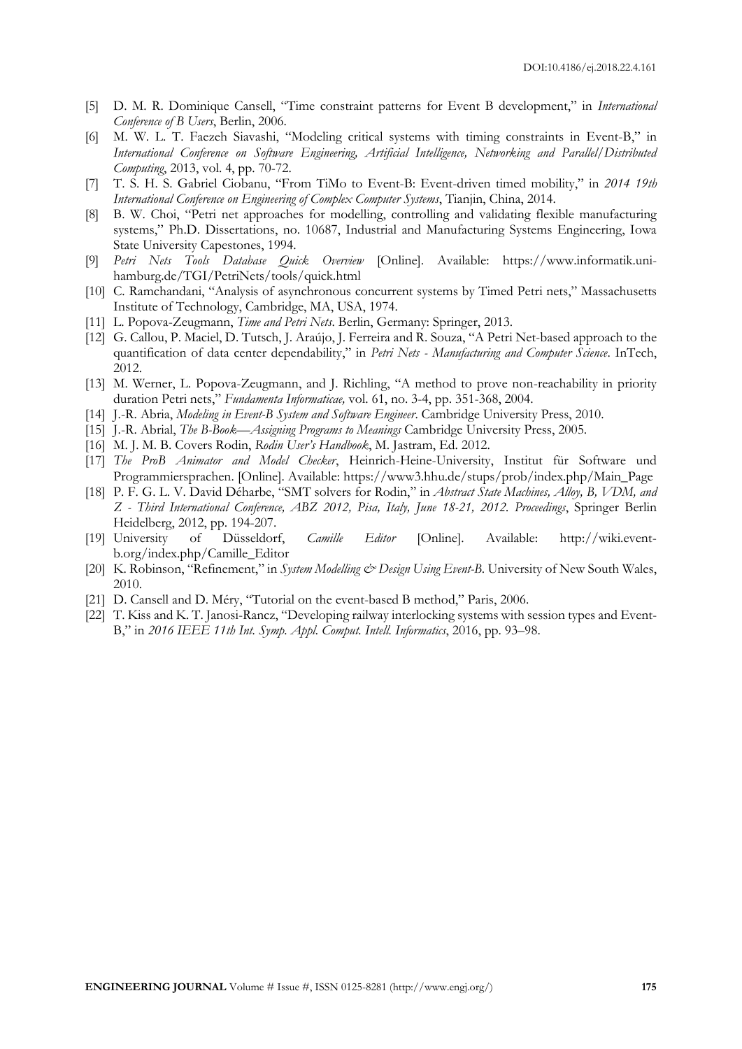[5] D. M. R. Dominique Cansell, "Time constraint patterns for Event B development," in *International Conference of B Users*, Berlin, 2006.

[6] M. W. L. T. Faezeh Siavashi, "Modeling critical systems with timing constraints in Event-B," in *International Conference on Software Engineering, Artificial Intelligence, Networking and Parallel/Distributed Computing*, 2013, vol. 4, pp. 70-72.

[7] T. S. H. S. Gabriel Ciobanu, "From TiMo to Event-B: Event-driven timed mobility," in *2014 19th International Conference on Engineering of Complex Computer Systems*, Tianjin, China, 2014.

[8] B. W. Choi, "Petri net approaches for modelling, controlling and validating flexible manufacturing systems," Ph.D. Dissertations, no. 10687, Industrial and Manufacturing Systems Engineering, Iowa State University Capestones, 1994.

[9] *Petri Nets Tools Database Quick Overview* [Online]. Available: https://www.informatik.uni-hamburg.de/TGI/PetriNets/tools/quick.html

[10] C. Ramchandani, "Analysis of asynchronous concurrent systems by Timed Petri nets," Massachusetts Institute of Technology, Cambridge, MA, USA, 1974.

[11] L. Popova-Zeugmann, *Time and Petri Nets*. Berlin, Germany: Springer, 2013.

[12] G. Callou, P. Maciel, D. Tutsch, J. Araújo, J. Ferreira and R. Souza, "A Petri Net-based approach to the quantification of data center dependability," in *Petri Nets - Manufacturing and Computer Science*. InTech, 2012.

[13] M. Werner, L. Popova-Zeugmann, and J. Richling, "A method to prove non-reachability in priority duration Petri nets," *Fundamenta Informaticae,* vol. 61, no. 3-4, pp. 351-368, 2004.

[14] J.-R. Abria, *Modeling in Event-B System and Software Engineer*. Cambridge University Press, 2010.

[15] J.-R. Abrial, *The B-Book—Assigning Programs to Meanings* Cambridge University Press, 2005.

[16] M. J. M. B. Covers Rodin, *Rodin User's Handbook*, M. Jastram, Ed. 2012.

[17] *The ProB Animator and Model Checker*, Heinrich-Heine-University, Institut für Software und Programmiersprachen. [Online]. Available: https://www3.hhu.de/stups/prob/index.php/Main_Page

[18] P. F. G. L. V. David Déharbe, "SMT solvers for Rodin," in *Abstract State Machines, Alloy, B, VDM, and Z - Third International Conference, ABZ 2012, Pisa, Italy, June 18-21, 2012. Proceedings*, Springer Berlin Heidelberg, 2012, pp. 194-207.

[19] University of Düsseldorf, *Camille Editor* [Online]. Available: http://wiki.event-b.org/index.php/Camille_Editor

[20] K. Robinson, "Refinement," in *System Modelling & Design Using Event-B*. University of New South Wales, 2010.

[21] D. Cansell and D. Méry, "Tutorial on the event-based B method," Paris, 2006.

[22] T. Kiss and K. T. Janosi-Rancz, "Developing railway interlocking systems with session types and Event-B," in *2016 IEEE 11th Int. Symp. Appl. Comput. Intell. Informatics*, 2016, pp. 93–98.